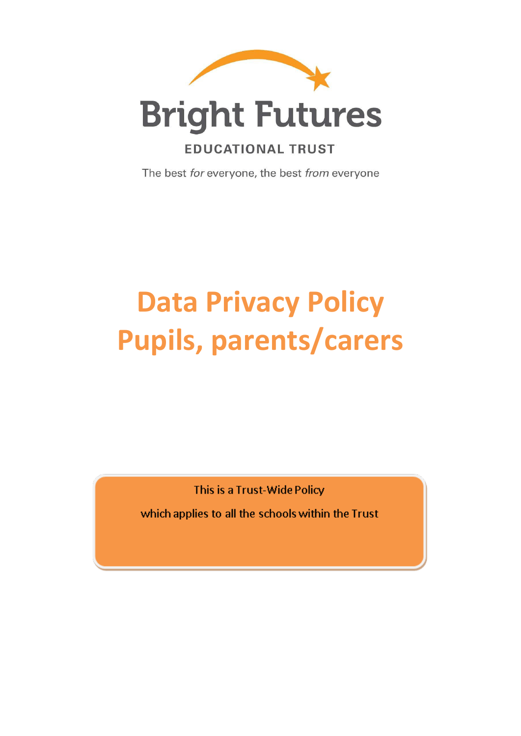Bright Futures

EDUCATIONAL TRUST

The best *for* everyone, the best *from* everyone

# Data Privacy Policy Pupils, parents/carers

This is a Trust-Wide Policy

which applies to all the schools within the Trust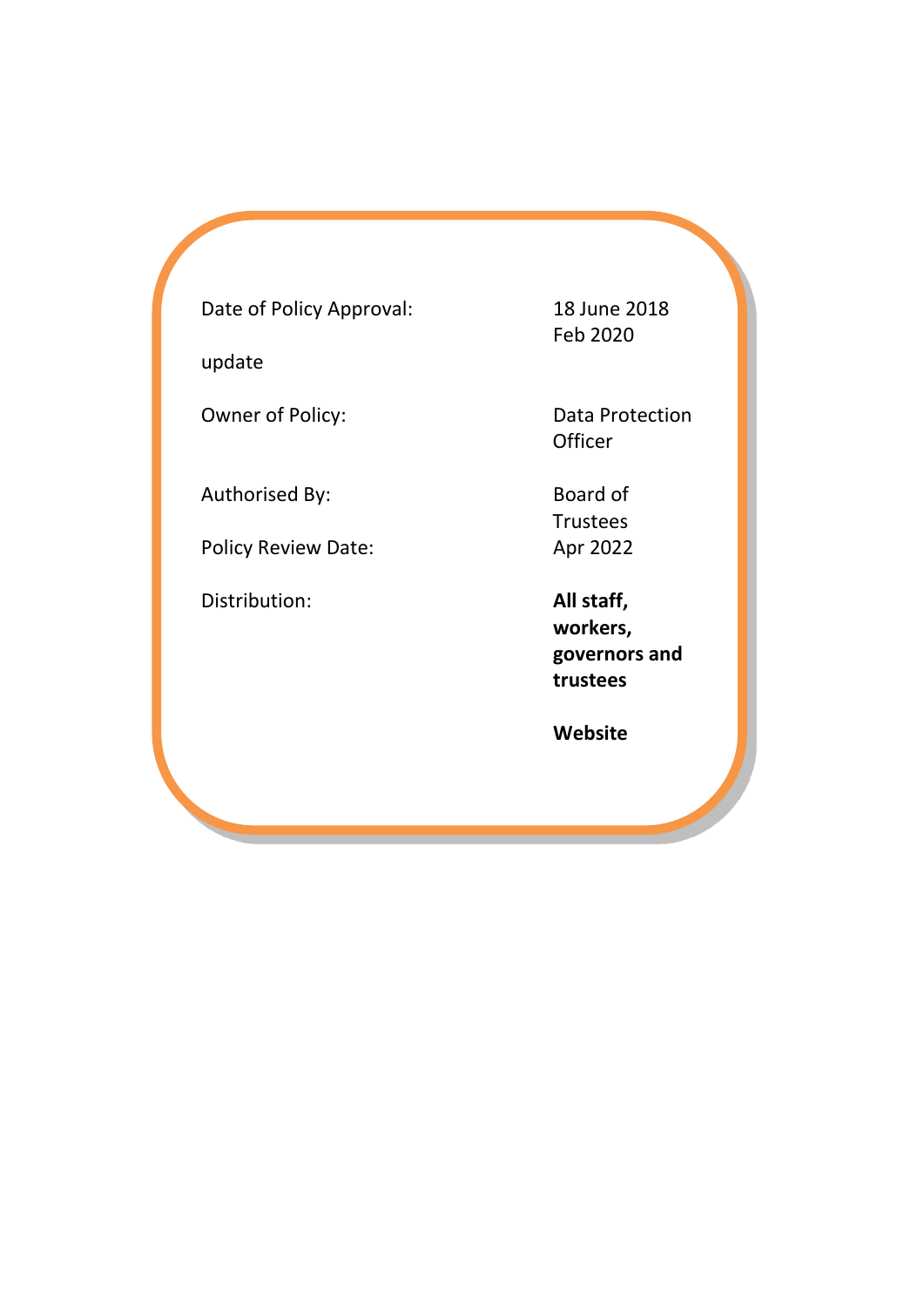| | |
|---|---|
| Date of Policy Approval: | 18 June 2018 |
| update | Feb 2020 |
| Owner of Policy: | Data Protection Officer |
| Authorised By: | Board of Trustees |
| Policy Review Date: | Apr 2022 |
| Distribution: | **All staff, workers, governors and trustees** |
| | **Website** |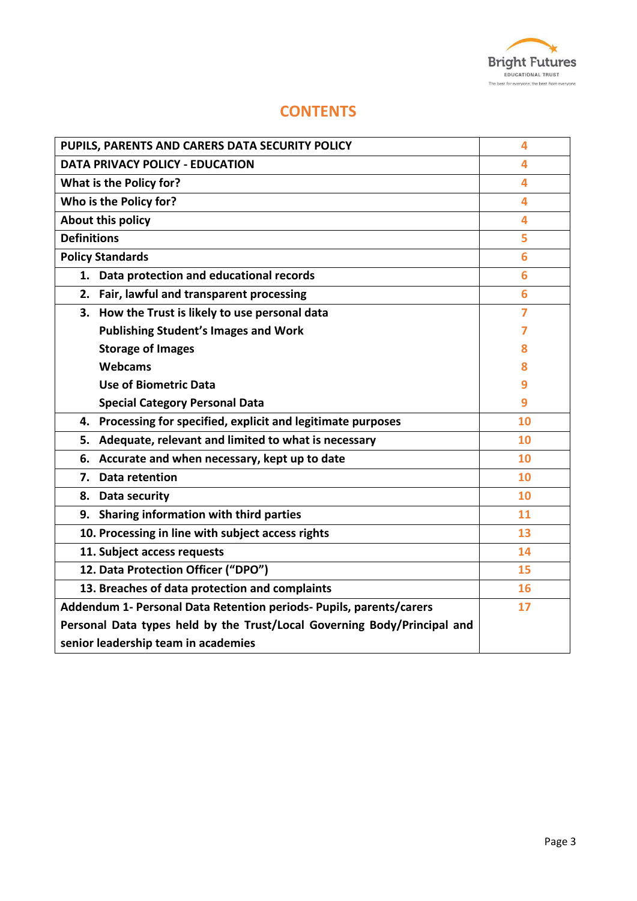# CONTENTS

| | |
|---|---|
| **PUPILS, PARENTS AND CARERS DATA SECURITY POLICY** | 4 |
| **DATA PRIVACY POLICY - EDUCATION** | 4 |
| **What is the Policy for?** | 4 |
| **Who is the Policy for?** | 4 |
| **About this policy** | 4 |
| **Definitions** | 5 |
| **Policy Standards** | 6 |
| **1. Data protection and educational records** | 6 |
| **2. Fair, lawful and transparent processing** | 6 |
| **3. How the Trust is likely to use personal data**<br>**Publishing Student's Images and Work**<br>**Storage of Images**<br>**Webcams**<br>**Use of Biometric Data**<br>**Special Category Personal Data** | 7<br>7<br>8<br>8<br>9<br>9 |
| **4. Processing for specified, explicit and legitimate purposes** | 10 |
| **5. Adequate, relevant and limited to what is necessary** | 10 |
| **6. Accurate and when necessary, kept up to date** | 10 |
| **7. Data retention** | 10 |
| **8. Data security** | 10 |
| **9. Sharing information with third parties** | 11 |
| **10. Processing in line with subject access rights** | 13 |
| **11. Subject access requests** | 14 |
| **12. Data Protection Officer ("DPO")** | 15 |
| **13. Breaches of data protection and complaints** | 16 |
| **Addendum 1- Personal Data Retention periods- Pupils, parents/carers Personal Data types held by the Trust/Local Governing Body/Principal and senior leadership team in academies** | 17 |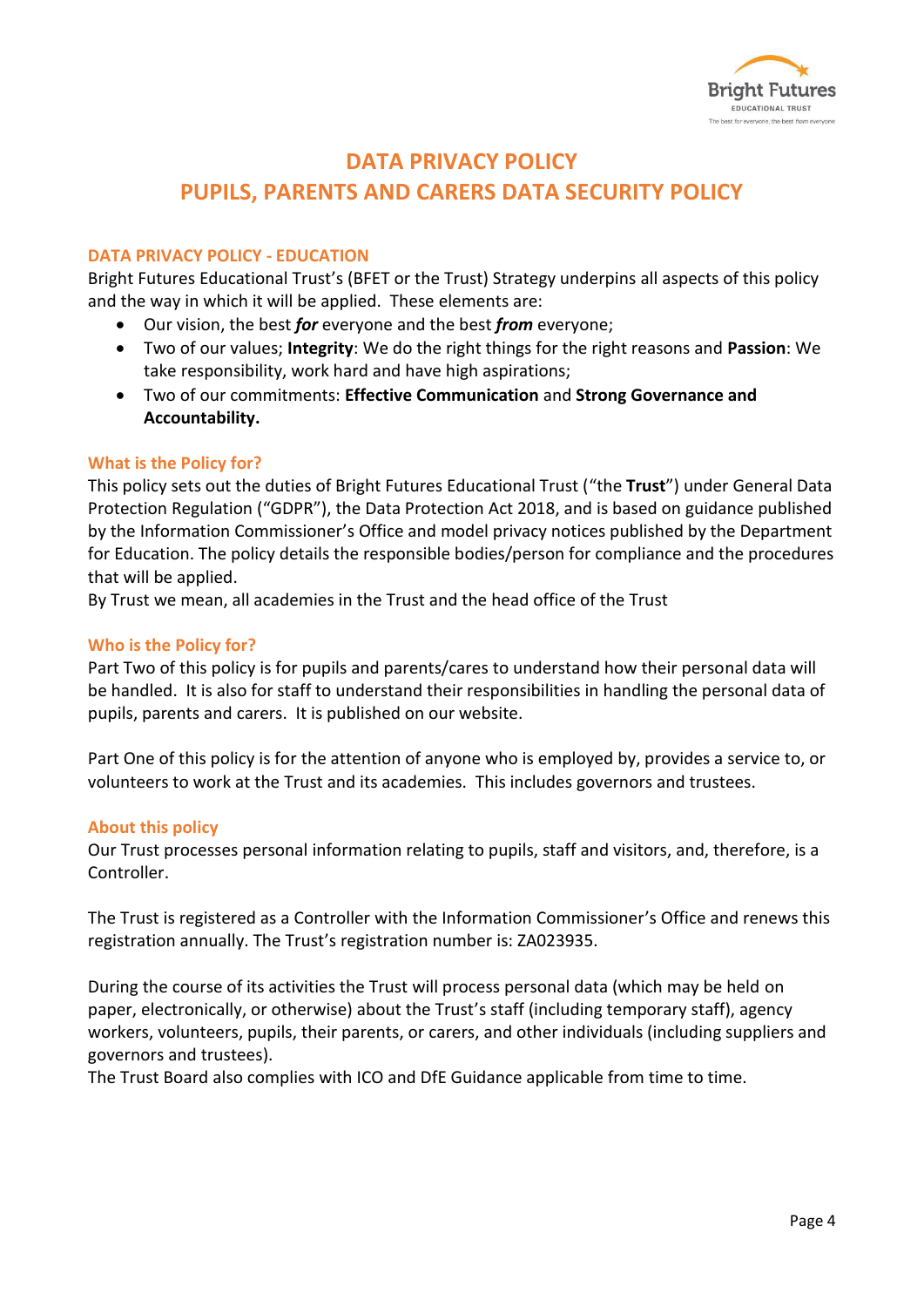# DATA PRIVACY POLICY

# PUPILS, PARENTS AND CARERS DATA SECURITY POLICY

## DATA PRIVACY POLICY - EDUCATION

Bright Futures Educational Trust's (BFET or the Trust) Strategy underpins all aspects of this policy and the way in which it will be applied. These elements are:

- Our vision, the best ***for*** everyone and the best ***from*** everyone;
- Two of our values; **Integrity**: We do the right things for the right reasons and **Passion**: We take responsibility, work hard and have high aspirations;
- Two of our commitments: **Effective Communication** and **Strong Governance and Accountability.**

## What is the Policy for?

This policy sets out the duties of Bright Futures Educational Trust ("the **Trust**") under General Data Protection Regulation ("GDPR"), the Data Protection Act 2018, and is based on guidance published by the Information Commissioner's Office and model privacy notices published by the Department for Education. The policy details the responsible bodies/person for compliance and the procedures that will be applied.

By Trust we mean, all academies in the Trust and the head office of the Trust

## Who is the Policy for?

Part Two of this policy is for pupils and parents/cares to understand how their personal data will be handled. It is also for staff to understand their responsibilities in handling the personal data of pupils, parents and carers. It is published on our website.

Part One of this policy is for the attention of anyone who is employed by, provides a service to, or volunteers to work at the Trust and its academies. This includes governors and trustees.

## About this policy

Our Trust processes personal information relating to pupils, staff and visitors, and, therefore, is a Controller.

The Trust is registered as a Controller with the Information Commissioner's Office and renews this registration annually. The Trust's registration number is: ZA023935.

During the course of its activities the Trust will process personal data (which may be held on paper, electronically, or otherwise) about the Trust's staff (including temporary staff), agency workers, volunteers, pupils, their parents, or carers, and other individuals (including suppliers and governors and trustees).

The Trust Board also complies with ICO and DfE Guidance applicable from time to time.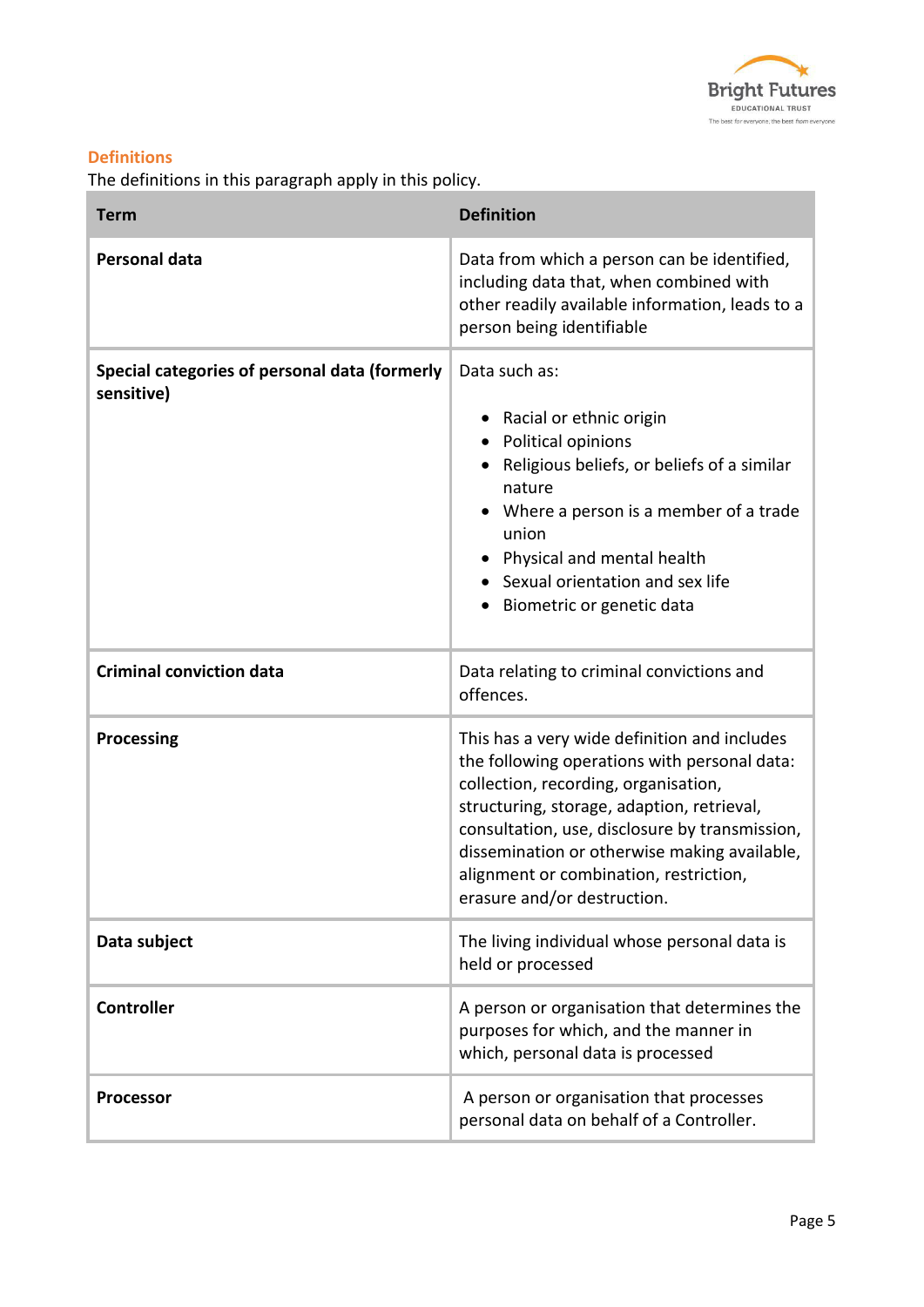## Definitions

The definitions in this paragraph apply in this policy.

| Term | Definition |
|---|---|
| **Personal data** | Data from which a person can be identified, including data that, when combined with other readily available information, leads to a person being identifiable |
| **Special categories of personal data (formerly sensitive)** | Data such as:<br>• Racial or ethnic origin<br>• Political opinions<br>• Religious beliefs, or beliefs of a similar nature<br>• Where a person is a member of a trade union<br>• Physical and mental health<br>• Sexual orientation and sex life<br>• Biometric or genetic data |
| **Criminal conviction data** | Data relating to criminal convictions and offences. |
| **Processing** | This has a very wide definition and includes the following operations with personal data: collection, recording, organisation, structuring, storage, adaption, retrieval, consultation, use, disclosure by transmission, dissemination or otherwise making available, alignment or combination, restriction, erasure and/or destruction. |
| **Data subject** | The living individual whose personal data is held or processed |
| **Controller** | A person or organisation that determines the purposes for which, and the manner in which, personal data is processed |
| **Processor** | A person or organisation that processes personal data on behalf of a Controller. |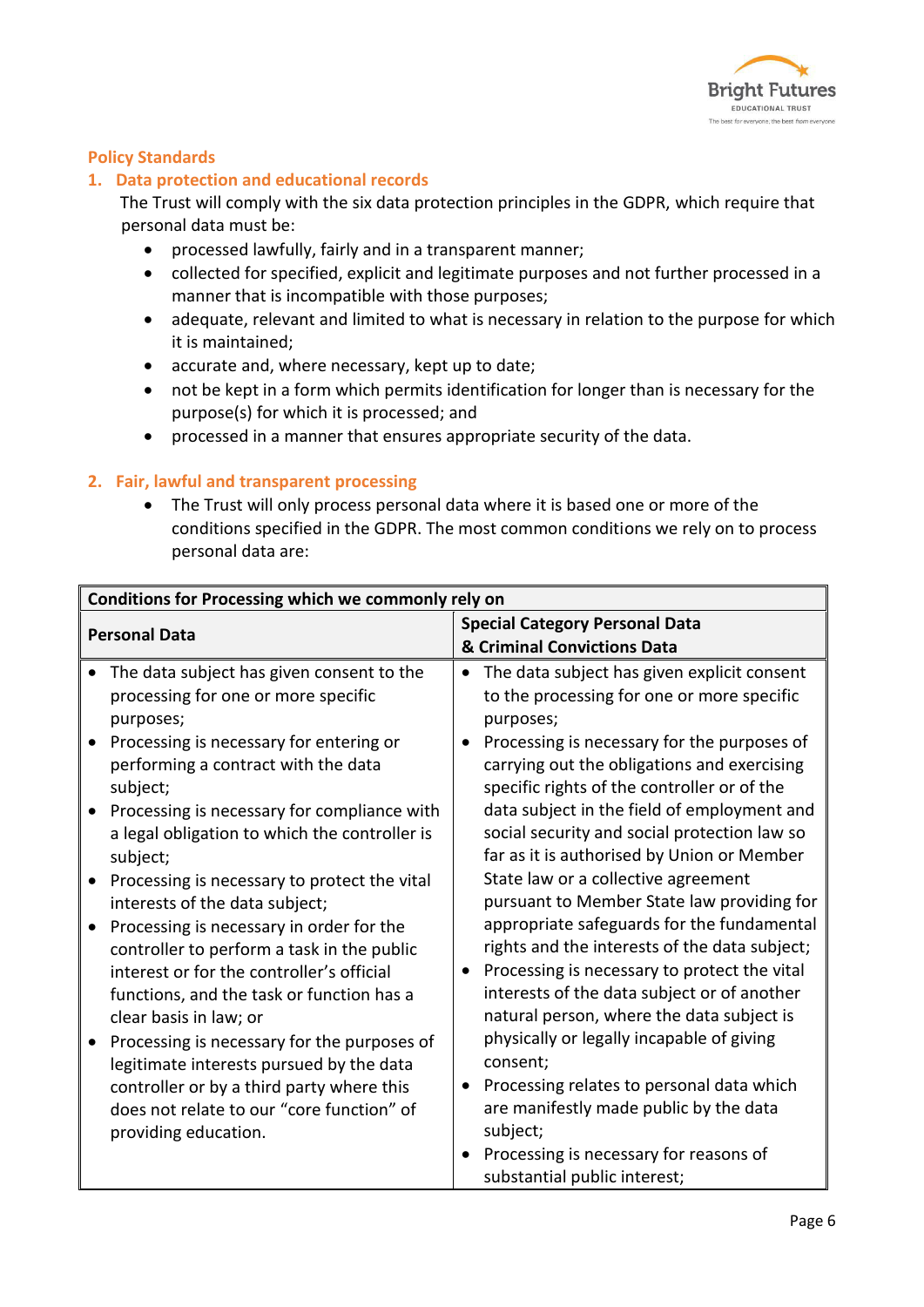## Policy Standards

### 1. Data protection and educational records

The Trust will comply with the six data protection principles in the GDPR, which require that personal data must be:

- processed lawfully, fairly and in a transparent manner;
- collected for specified, explicit and legitimate purposes and not further processed in a manner that is incompatible with those purposes;
- adequate, relevant and limited to what is necessary in relation to the purpose for which it is maintained;
- accurate and, where necessary, kept up to date;
- not be kept in a form which permits identification for longer than is necessary for the purpose(s) for which it is processed; and
- processed in a manner that ensures appropriate security of the data.

### 2. Fair, lawful and transparent processing

- The Trust will only process personal data where it is based one or more of the conditions specified in the GDPR. The most common conditions we rely on to process personal data are:

| **Conditions for Processing which we commonly rely on** | |
|---|---|
| **Personal Data** | **Special Category Personal Data & Criminal Convictions Data** |
| • The data subject has given consent to the processing for one or more specific purposes;<br>• Processing is necessary for entering or performing a contract with the data subject;<br>• Processing is necessary for compliance with a legal obligation to which the controller is subject;<br>• Processing is necessary to protect the vital interests of the data subject;<br>• Processing is necessary in order for the controller to perform a task in the public interest or for the controller's official functions, and the task or function has a clear basis in law; or<br>• Processing is necessary for the purposes of legitimate interests pursued by the data controller or by a third party where this does not relate to our "core function" of providing education. | • The data subject has given explicit consent to the processing for one or more specific purposes;<br>• Processing is necessary for the purposes of carrying out the obligations and exercising specific rights of the controller or of the data subject in the field of employment and social security and social protection law so far as it is authorised by Union or Member State law or a collective agreement pursuant to Member State law providing for appropriate safeguards for the fundamental rights and the interests of the data subject;<br>• Processing is necessary to protect the vital interests of the data subject or of another natural person, where the data subject is physically or legally incapable of giving consent;<br>• Processing relates to personal data which are manifestly made public by the data subject;<br>• Processing is necessary for reasons of substantial public interest; |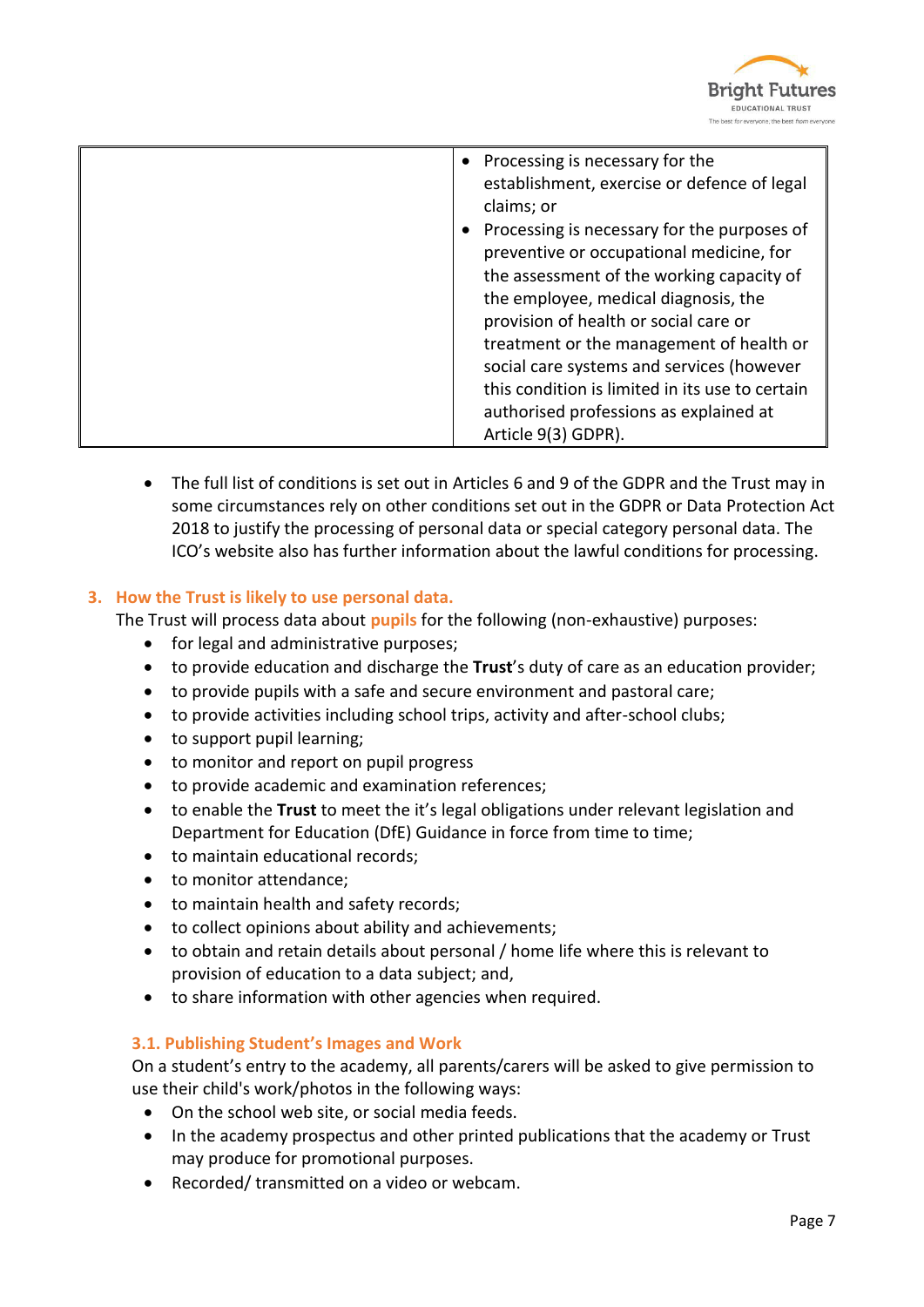| | |
|---|---|
| | • Processing is necessary for the establishment, exercise or defence of legal claims; or<br>• Processing is necessary for the purposes of preventive or occupational medicine, for the assessment of the working capacity of the employee, medical diagnosis, the provision of health or social care or treatment or the management of health or social care systems and services (however this condition is limited in its use to certain authorised professions as explained at Article 9(3) GDPR). |

- The full list of conditions is set out in Articles 6 and 9 of the GDPR and the Trust may in some circumstances rely on other conditions set out in the GDPR or Data Protection Act 2018 to justify the processing of personal data or special category personal data. The ICO's website also has further information about the lawful conditions for processing.

## 3. How the Trust is likely to use personal data.

The Trust will process data about **pupils** for the following (non-exhaustive) purposes:

- for legal and administrative purposes;
- to provide education and discharge the **Trust**'s duty of care as an education provider;
- to provide pupils with a safe and secure environment and pastoral care;
- to provide activities including school trips, activity and after-school clubs;
- to support pupil learning;
- to monitor and report on pupil progress
- to provide academic and examination references;
- to enable the **Trust** to meet the it's legal obligations under relevant legislation and Department for Education (DfE) Guidance in force from time to time;
- to maintain educational records;
- to monitor attendance;
- to maintain health and safety records;
- to collect opinions about ability and achievements;
- to obtain and retain details about personal / home life where this is relevant to provision of education to a data subject; and,
- to share information with other agencies when required.

### 3.1. Publishing Student's Images and Work

On a student's entry to the academy, all parents/carers will be asked to give permission to use their child's work/photos in the following ways:

- On the school web site, or social media feeds.
- In the academy prospectus and other printed publications that the academy or Trust may produce for promotional purposes.
- Recorded/ transmitted on a video or webcam.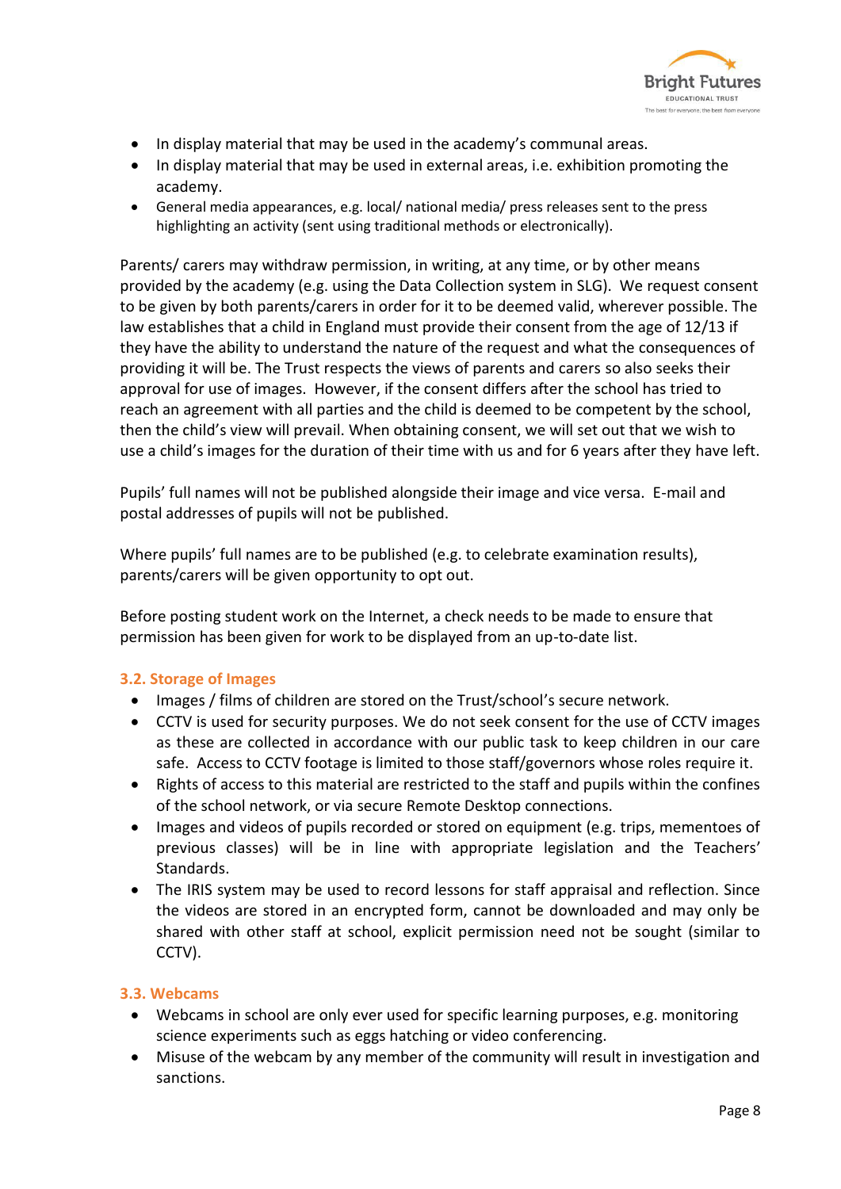- In display material that may be used in the academy's communal areas.
- In display material that may be used in external areas, i.e. exhibition promoting the academy.
- General media appearances, e.g. local/ national media/ press releases sent to the press highlighting an activity (sent using traditional methods or electronically).

Parents/ carers may withdraw permission, in writing, at any time, or by other means provided by the academy (e.g. using the Data Collection system in SLG). We request consent to be given by both parents/carers in order for it to be deemed valid, wherever possible. The law establishes that a child in England must provide their consent from the age of 12/13 if they have the ability to understand the nature of the request and what the consequences of providing it will be. The Trust respects the views of parents and carers so also seeks their approval for use of images. However, if the consent differs after the school has tried to reach an agreement with all parties and the child is deemed to be competent by the school, then the child's view will prevail. When obtaining consent, we will set out that we wish to use a child's images for the duration of their time with us and for 6 years after they have left.

Pupils' full names will not be published alongside their image and vice versa. E-mail and postal addresses of pupils will not be published.

Where pupils' full names are to be published (e.g. to celebrate examination results), parents/carers will be given opportunity to opt out.

Before posting student work on the Internet, a check needs to be made to ensure that permission has been given for work to be displayed from an up-to-date list.

### 3.2. Storage of Images

- Images / films of children are stored on the Trust/school's secure network.
- CCTV is used for security purposes. We do not seek consent for the use of CCTV images as these are collected in accordance with our public task to keep children in our care safe. Access to CCTV footage is limited to those staff/governors whose roles require it.
- Rights of access to this material are restricted to the staff and pupils within the confines of the school network, or via secure Remote Desktop connections.
- Images and videos of pupils recorded or stored on equipment (e.g. trips, mementoes of previous classes) will be in line with appropriate legislation and the Teachers' Standards.
- The IRIS system may be used to record lessons for staff appraisal and reflection. Since the videos are stored in an encrypted form, cannot be downloaded and may only be shared with other staff at school, explicit permission need not be sought (similar to CCTV).

### 3.3. Webcams

- Webcams in school are only ever used for specific learning purposes, e.g. monitoring science experiments such as eggs hatching or video conferencing.
- Misuse of the webcam by any member of the community will result in investigation and sanctions.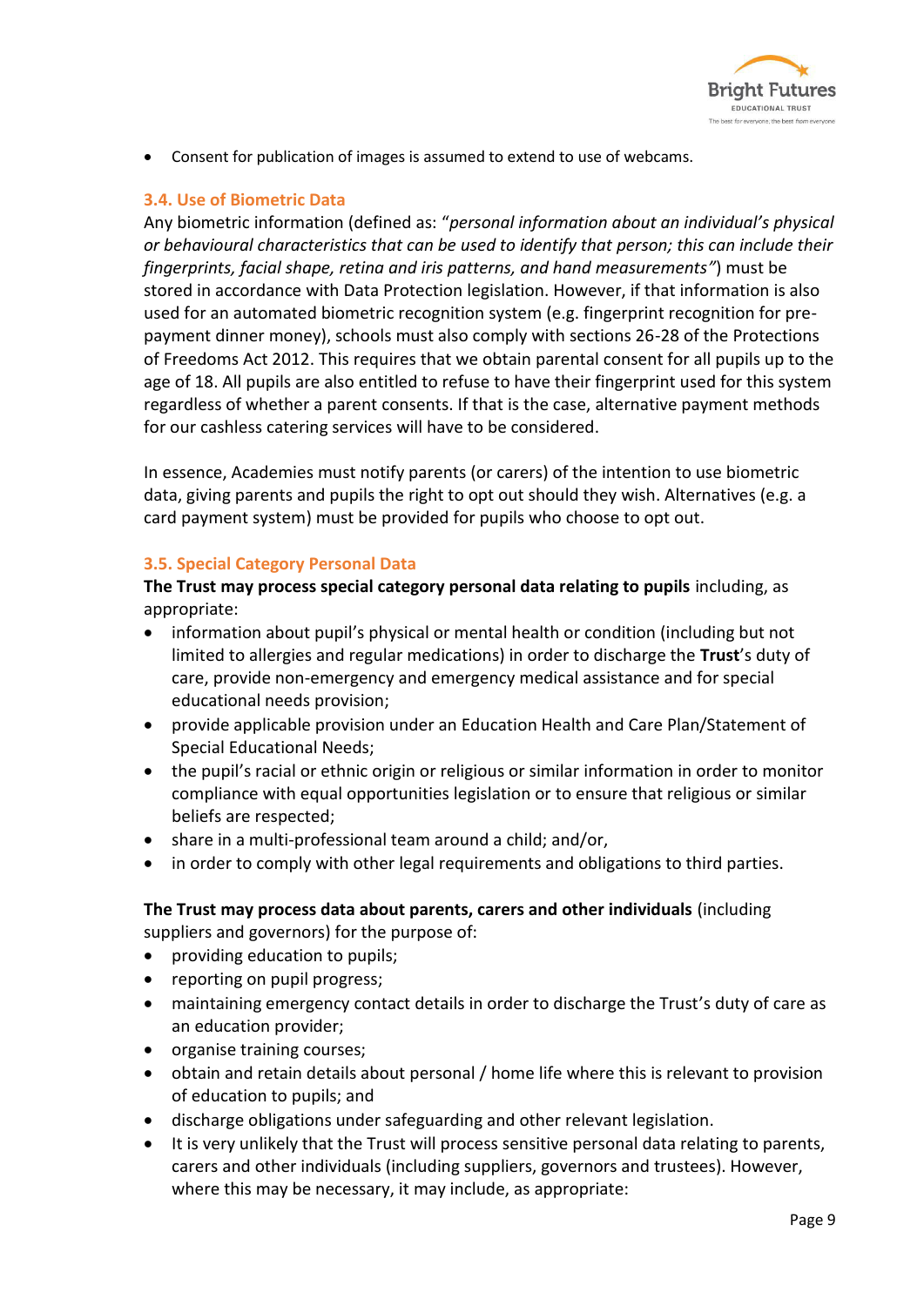- Consent for publication of images is assumed to extend to use of webcams.

### 3.4. Use of Biometric Data

Any biometric information (defined as: "*personal information about an individual's physical or behavioural characteristics that can be used to identify that person; this can include their fingerprints, facial shape, retina and iris patterns, and hand measurements"*) must be stored in accordance with Data Protection legislation. However, if that information is also used for an automated biometric recognition system (e.g. fingerprint recognition for pre-payment dinner money), schools must also comply with sections 26-28 of the Protections of Freedoms Act 2012. This requires that we obtain parental consent for all pupils up to the age of 18. All pupils are also entitled to refuse to have their fingerprint used for this system regardless of whether a parent consents. If that is the case, alternative payment methods for our cashless catering services will have to be considered.

In essence, Academies must notify parents (or carers) of the intention to use biometric data, giving parents and pupils the right to opt out should they wish. Alternatives (e.g. a card payment system) must be provided for pupils who choose to opt out.

### 3.5. Special Category Personal Data

**The Trust may process special category personal data relating to pupils** including, as appropriate:

- information about pupil's physical or mental health or condition (including but not limited to allergies and regular medications) in order to discharge the **Trust**'s duty of care, provide non-emergency and emergency medical assistance and for special educational needs provision;
- provide applicable provision under an Education Health and Care Plan/Statement of Special Educational Needs;
- the pupil's racial or ethnic origin or religious or similar information in order to monitor compliance with equal opportunities legislation or to ensure that religious or similar beliefs are respected;
- share in a multi-professional team around a child; and/or,
- in order to comply with other legal requirements and obligations to third parties.

**The Trust may process data about parents, carers and other individuals** (including suppliers and governors) for the purpose of:

- providing education to pupils;
- reporting on pupil progress;
- maintaining emergency contact details in order to discharge the Trust's duty of care as an education provider;
- organise training courses;
- obtain and retain details about personal / home life where this is relevant to provision of education to pupils; and
- discharge obligations under safeguarding and other relevant legislation.
- It is very unlikely that the Trust will process sensitive personal data relating to parents, carers and other individuals (including suppliers, governors and trustees). However, where this may be necessary, it may include, as appropriate: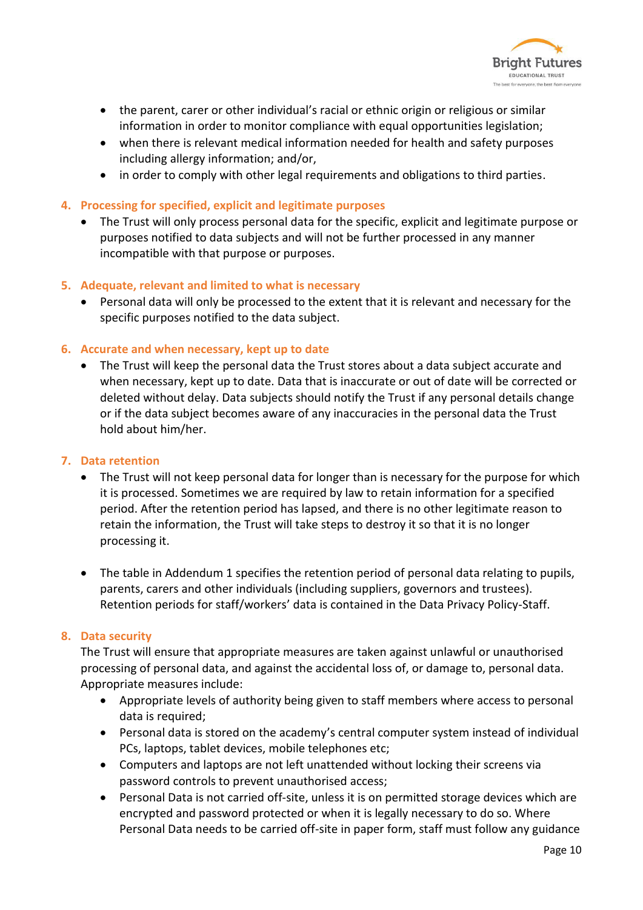- the parent, carer or other individual's racial or ethnic origin or religious or similar information in order to monitor compliance with equal opportunities legislation;
- when there is relevant medical information needed for health and safety purposes including allergy information; and/or,
- in order to comply with other legal requirements and obligations to third parties.

## 4. Processing for specified, explicit and legitimate purposes

- The Trust will only process personal data for the specific, explicit and legitimate purpose or purposes notified to data subjects and will not be further processed in any manner incompatible with that purpose or purposes.

## 5. Adequate, relevant and limited to what is necessary

- Personal data will only be processed to the extent that it is relevant and necessary for the specific purposes notified to the data subject.

## 6. Accurate and when necessary, kept up to date

- The Trust will keep the personal data the Trust stores about a data subject accurate and when necessary, kept up to date. Data that is inaccurate or out of date will be corrected or deleted without delay. Data subjects should notify the Trust if any personal details change or if the data subject becomes aware of any inaccuracies in the personal data the Trust hold about him/her.

## 7. Data retention

- The Trust will not keep personal data for longer than is necessary for the purpose for which it is processed. Sometimes we are required by law to retain information for a specified period. After the retention period has lapsed, and there is no other legitimate reason to retain the information, the Trust will take steps to destroy it so that it is no longer processing it.

- The table in Addendum 1 specifies the retention period of personal data relating to pupils, parents, carers and other individuals (including suppliers, governors and trustees). Retention periods for staff/workers' data is contained in the Data Privacy Policy-Staff.

## 8. Data security

The Trust will ensure that appropriate measures are taken against unlawful or unauthorised processing of personal data, and against the accidental loss of, or damage to, personal data. Appropriate measures include:

- Appropriate levels of authority being given to staff members where access to personal data is required;
- Personal data is stored on the academy's central computer system instead of individual PCs, laptops, tablet devices, mobile telephones etc;
- Computers and laptops are not left unattended without locking their screens via password controls to prevent unauthorised access;
- Personal Data is not carried off-site, unless it is on permitted storage devices which are encrypted and password protected or when it is legally necessary to do so. Where Personal Data needs to be carried off-site in paper form, staff must follow any guidance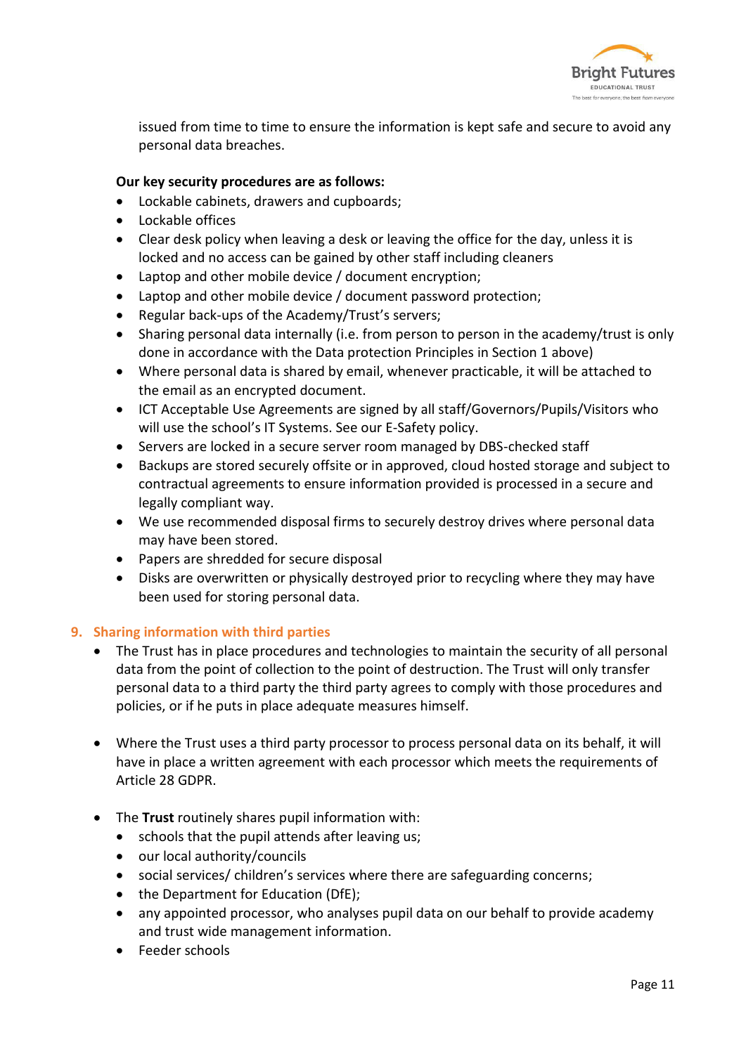issued from time to time to ensure the information is kept safe and secure to avoid any personal data breaches.

**Our key security procedures are as follows:**

- Lockable cabinets, drawers and cupboards;
- Lockable offices
- Clear desk policy when leaving a desk or leaving the office for the day, unless it is locked and no access can be gained by other staff including cleaners
- Laptop and other mobile device / document encryption;
- Laptop and other mobile device / document password protection;
- Regular back-ups of the Academy/Trust's servers;
- Sharing personal data internally (i.e. from person to person in the academy/trust is only done in accordance with the Data protection Principles in Section 1 above)
- Where personal data is shared by email, whenever practicable, it will be attached to the email as an encrypted document.
- ICT Acceptable Use Agreements are signed by all staff/Governors/Pupils/Visitors who will use the school's IT Systems. See our E-Safety policy.
- Servers are locked in a secure server room managed by DBS-checked staff
- Backups are stored securely offsite or in approved, cloud hosted storage and subject to contractual agreements to ensure information provided is processed in a secure and legally compliant way.
- We use recommended disposal firms to securely destroy drives where personal data may have been stored.
- Papers are shredded for secure disposal
- Disks are overwritten or physically destroyed prior to recycling where they may have been used for storing personal data.

## 9. Sharing information with third parties

- The Trust has in place procedures and technologies to maintain the security of all personal data from the point of collection to the point of destruction. The Trust will only transfer personal data to a third party the third party agrees to comply with those procedures and policies, or if he puts in place adequate measures himself.

- Where the Trust uses a third party processor to process personal data on its behalf, it will have in place a written agreement with each processor which meets the requirements of Article 28 GDPR.

- The **Trust** routinely shares pupil information with:
  - schools that the pupil attends after leaving us;
  - our local authority/councils
  - social services/ children's services where there are safeguarding concerns;
  - the Department for Education (DfE);
  - any appointed processor, who analyses pupil data on our behalf to provide academy and trust wide management information.
  - Feeder schools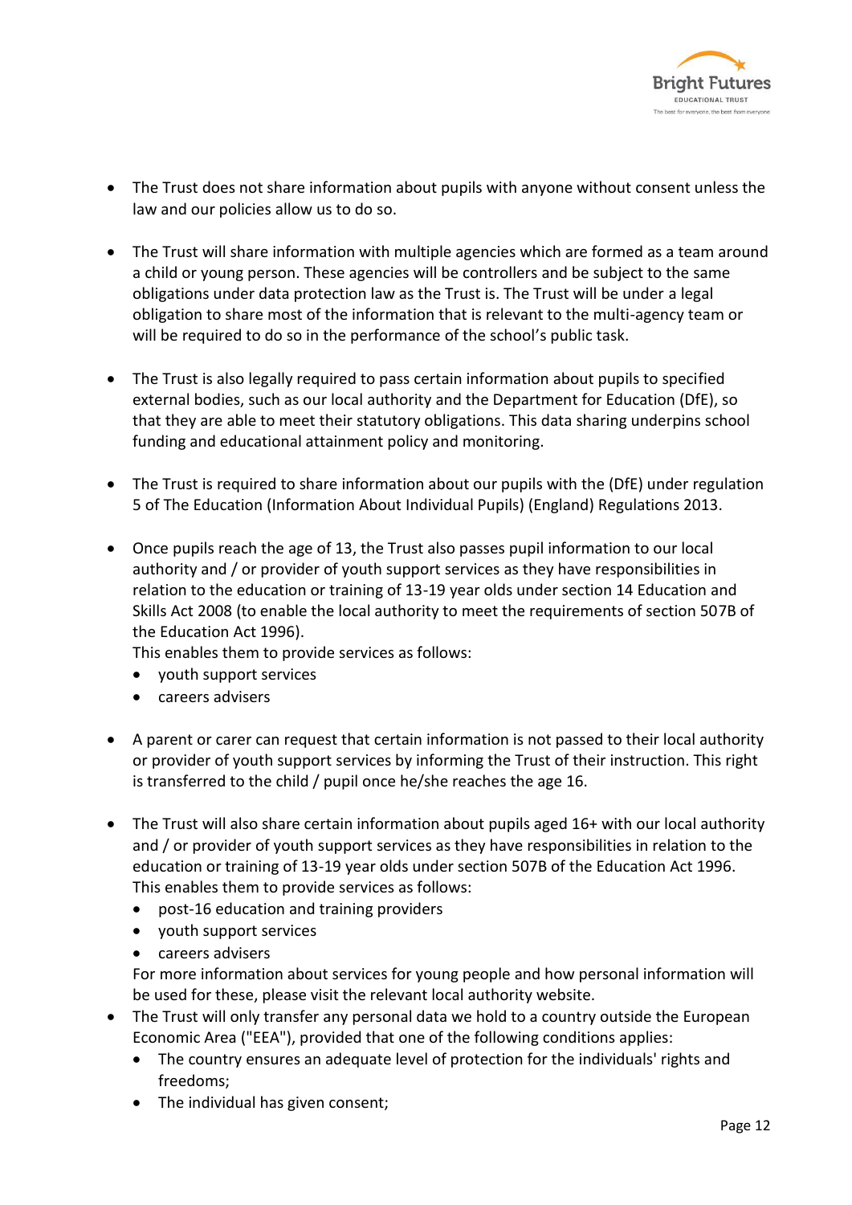- The Trust does not share information about pupils with anyone without consent unless the law and our policies allow us to do so.

- The Trust will share information with multiple agencies which are formed as a team around a child or young person. These agencies will be controllers and be subject to the same obligations under data protection law as the Trust is. The Trust will be under a legal obligation to share most of the information that is relevant to the multi-agency team or will be required to do so in the performance of the school's public task.

- The Trust is also legally required to pass certain information about pupils to specified external bodies, such as our local authority and the Department for Education (DfE), so that they are able to meet their statutory obligations. This data sharing underpins school funding and educational attainment policy and monitoring.

- The Trust is required to share information about our pupils with the (DfE) under regulation 5 of The Education (Information About Individual Pupils) (England) Regulations 2013.

- Once pupils reach the age of 13, the Trust also passes pupil information to our local authority and / or provider of youth support services as they have responsibilities in relation to the education or training of 13-19 year olds under section 14 Education and Skills Act 2008 (to enable the local authority to meet the requirements of section 507B of the Education Act 1996).
  This enables them to provide services as follows:
  - youth support services
  - careers advisers

- A parent or carer can request that certain information is not passed to their local authority or provider of youth support services by informing the Trust of their instruction. This right is transferred to the child / pupil once he/she reaches the age 16.

- The Trust will also share certain information about pupils aged 16+ with our local authority and / or provider of youth support services as they have responsibilities in relation to the education or training of 13-19 year olds under section 507B of the Education Act 1996.
  This enables them to provide services as follows:
  - post-16 education and training providers
  - youth support services
  - careers advisers

  For more information about services for young people and how personal information will be used for these, please visit the relevant local authority website.
- The Trust will only transfer any personal data we hold to a country outside the European Economic Area ("EEA"), provided that one of the following conditions applies:
  - The country ensures an adequate level of protection for the individuals' rights and freedoms;
  - The individual has given consent;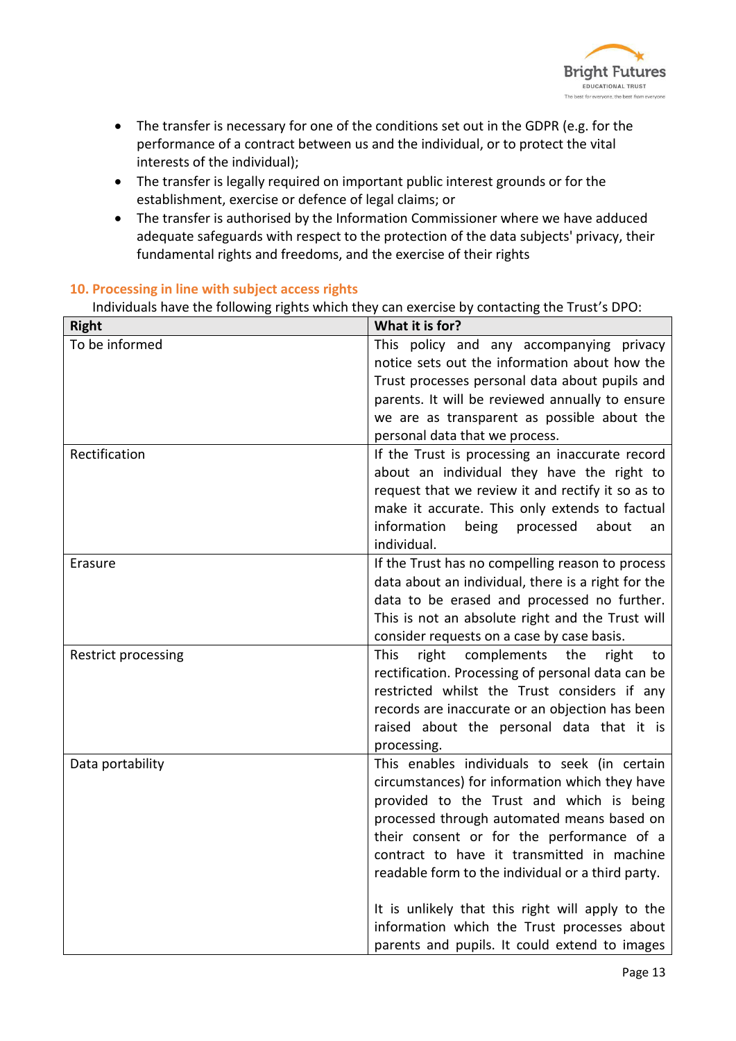- The transfer is necessary for one of the conditions set out in the GDPR (e.g. for the performance of a contract between us and the individual, or to protect the vital interests of the individual);
- The transfer is legally required on important public interest grounds or for the establishment, exercise or defence of legal claims; or
- The transfer is authorised by the Information Commissioner where we have adduced adequate safeguards with respect to the protection of the data subjects' privacy, their fundamental rights and freedoms, and the exercise of their rights

## 10. Processing in line with subject access rights

Individuals have the following rights which they can exercise by contacting the Trust's DPO:

| Right | What it is for? |
|---|---|
| To be informed | This policy and any accompanying privacy notice sets out the information about how the Trust processes personal data about pupils and parents. It will be reviewed annually to ensure we are as transparent as possible about the personal data that we process. |
| Rectification | If the Trust is processing an inaccurate record about an individual they have the right to request that we review it and rectify it so as to make it accurate. This only extends to factual information being processed about an individual. |
| Erasure | If the Trust has no compelling reason to process data about an individual, there is a right for the data to be erased and processed no further. This is not an absolute right and the Trust will consider requests on a case by case basis. |
| Restrict processing | This right complements the right to rectification. Processing of personal data can be restricted whilst the Trust considers if any records are inaccurate or an objection has been raised about the personal data that it is processing. |
| Data portability | This enables individuals to seek (in certain circumstances) for information which they have provided to the Trust and which is being processed through automated means based on their consent or for the performance of a contract to have it transmitted in machine readable form to the individual or a third party.<br><br>It is unlikely that this right will apply to the information which the Trust processes about parents and pupils. It could extend to images |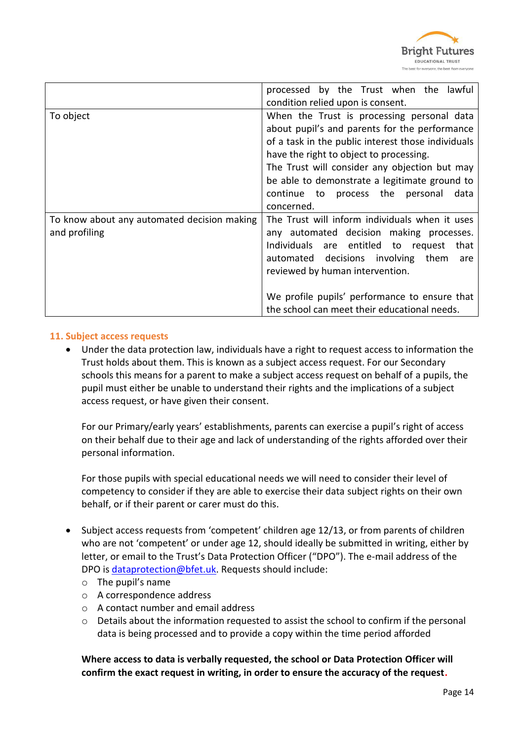| | |
|---|---|
| | processed by the Trust when the lawful condition relied upon is consent. |
| To object | When the Trust is processing personal data about pupil's and parents for the performance of a task in the public interest those individuals have the right to object to processing.<br>The Trust will consider any objection but may be able to demonstrate a legitimate ground to continue to process the personal data concerned. |
| To know about any automated decision making and profiling | The Trust will inform individuals when it uses any automated decision making processes. Individuals are entitled to request that automated decisions involving them are reviewed by human intervention.<br><br>We profile pupils' performance to ensure that the school can meet their educational needs. |

## 11. Subject access requests

- Under the data protection law, individuals have a right to request access to information the Trust holds about them. This is known as a subject access request. For our Secondary schools this means for a parent to make a subject access request on behalf of a pupils, the pupil must either be unable to understand their rights and the implications of a subject access request, or have given their consent.

  For our Primary/early years' establishments, parents can exercise a pupil's right of access on their behalf due to their age and lack of understanding of the rights afforded over their personal information.

  For those pupils with special educational needs we will need to consider their level of competency to consider if they are able to exercise their data subject rights on their own behalf, or if their parent or carer must do this.

- Subject access requests from 'competent' children age 12/13, or from parents of children who are not 'competent' or under age 12, should ideally be submitted in writing, either by letter, or email to the Trust's Data Protection Officer ("DPO"). The e-mail address of the DPO is dataprotection@bfet.uk. Requests should include:
  - The pupil's name
  - A correspondence address
  - A contact number and email address
  - Details about the information requested to assist the school to confirm if the personal data is being processed and to provide a copy within the time period afforded

  **Where access to data is verbally requested, the school or Data Protection Officer will confirm the exact request in writing, in order to ensure the accuracy of the request.**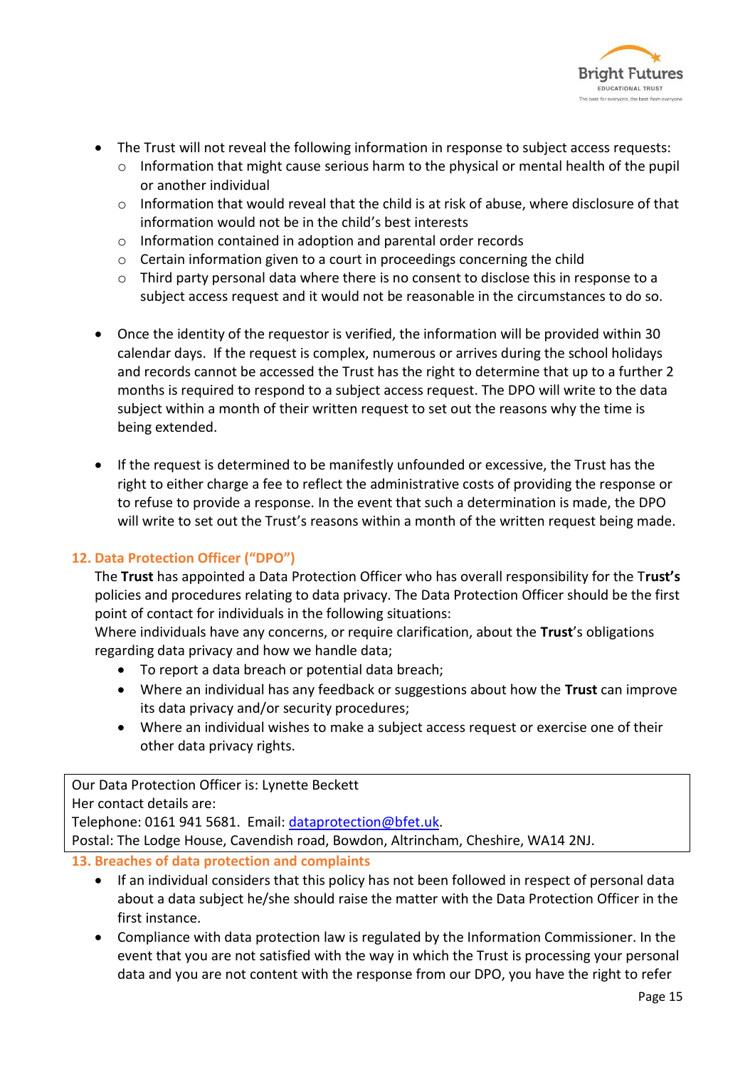- The Trust will not reveal the following information in response to subject access requests:
  - Information that might cause serious harm to the physical or mental health of the pupil or another individual
  - Information that would reveal that the child is at risk of abuse, where disclosure of that information would not be in the child's best interests
  - Information contained in adoption and parental order records
  - Certain information given to a court in proceedings concerning the child
  - Third party personal data where there is no consent to disclose this in response to a subject access request and it would not be reasonable in the circumstances to do so.

- Once the identity of the requestor is verified, the information will be provided within 30 calendar days. If the request is complex, numerous or arrives during the school holidays and records cannot be accessed the Trust has the right to determine that up to a further 2 months is required to respond to a subject access request. The DPO will write to the data subject within a month of their written request to set out the reasons why the time is being extended.

- If the request is determined to be manifestly unfounded or excessive, the Trust has the right to either charge a fee to reflect the administrative costs of providing the response or to refuse to provide a response. In the event that such a determination is made, the DPO will write to set out the Trust's reasons within a month of the written request being made.

## 12. Data Protection Officer ("DPO")

The **Trust** has appointed a Data Protection Officer who has overall responsibility for the T**rust's** policies and procedures relating to data privacy. The Data Protection Officer should be the first point of contact for individuals in the following situations:

Where individuals have any concerns, or require clarification, about the **Trust**'s obligations regarding data privacy and how we handle data;

- To report a data breach or potential data breach;
- Where an individual has any feedback or suggestions about how the **Trust** can improve its data privacy and/or security procedures;
- Where an individual wishes to make a subject access request or exercise one of their other data privacy rights.

| Our Data Protection Officer is: Lynette Beckett<br>Her contact details are:<br>Telephone: 0161 941 5681. Email: dataprotection@bfet.uk.<br>Postal: The Lodge House, Cavendish road, Bowdon, Altrincham, Cheshire, WA14 2NJ. |
|---|

## 13. Breaches of data protection and complaints

- If an individual considers that this policy has not been followed in respect of personal data about a data subject he/she should raise the matter with the Data Protection Officer in the first instance.
- Compliance with data protection law is regulated by the Information Commissioner. In the event that you are not satisfied with the way in which the Trust is processing your personal data and you are not content with the response from our DPO, you have the right to refer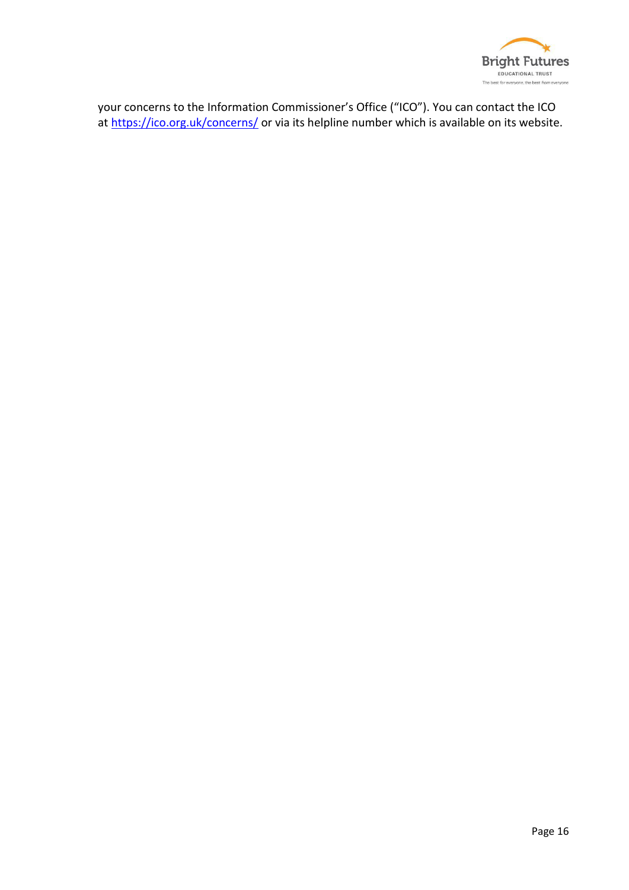your concerns to the Information Commissioner's Office ("ICO"). You can contact the ICO at [https://ico.org.uk/concerns/](https://ico.org.uk/concerns/) or via its helpline number which is available on its website.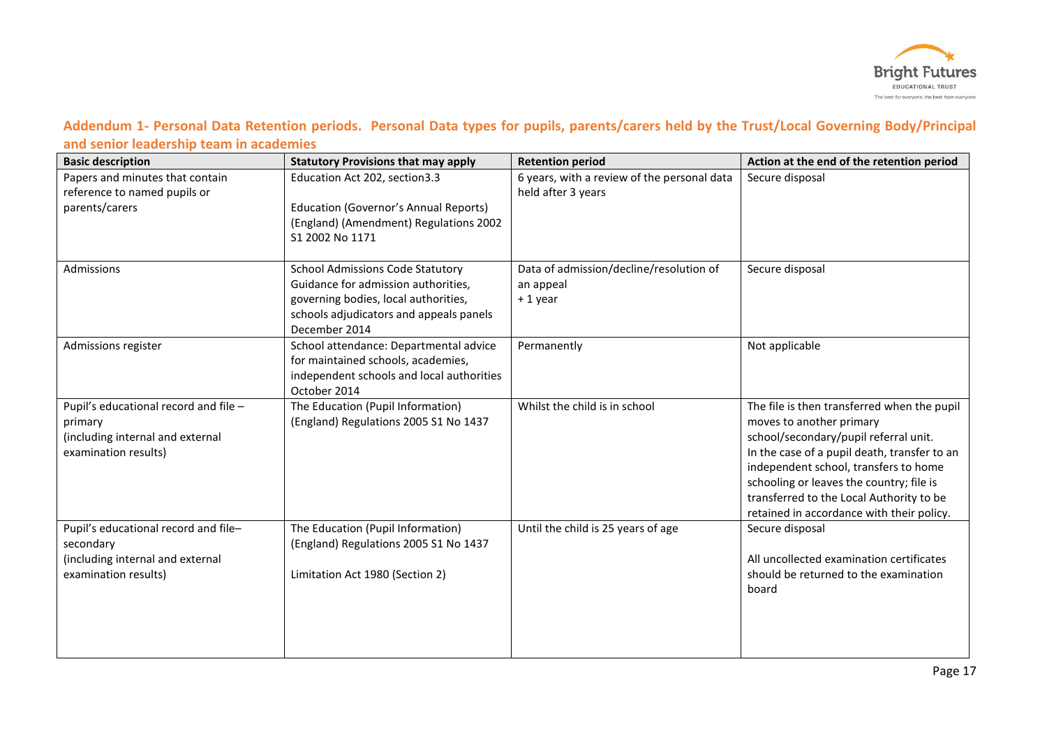## Addendum 1- Personal Data Retention periods. Personal Data types for pupils, parents/carers held by the Trust/Local Governing Body/Principal and senior leadership team in academies

| Basic description | Statutory Provisions that may apply | Retention period | Action at the end of the retention period |
|---|---|---|---|
| Papers and minutes that contain reference to named pupils or parents/carers | Education Act 202, section3.3<br><br>Education (Governor's Annual Reports) (England) (Amendment) Regulations 2002 S1 2002 No 1171 | 6 years, with a review of the personal data held after 3 years | Secure disposal |
| Admissions | School Admissions Code Statutory Guidance for admission authorities, governing bodies, local authorities, schools adjudicators and appeals panels December 2014 | Data of admission/decline/resolution of an appeal<br>+ 1 year | Secure disposal |
| Admissions register | School attendance: Departmental advice for maintained schools, academies, independent schools and local authorities October 2014 | Permanently | Not applicable |
| Pupil's educational record and file – primary<br>(including internal and external examination results) | The Education (Pupil Information) (England) Regulations 2005 S1 No 1437 | Whilst the child is in school | The file is then transferred when the pupil moves to another primary school/secondary/pupil referral unit.<br>In the case of a pupil death, transfer to an independent school, transfers to home schooling or leaves the country; file is transferred to the Local Authority to be retained in accordance with their policy. |
| Pupil's educational record and file– secondary<br>(including internal and external examination results) | The Education (Pupil Information) (England) Regulations 2005 S1 No 1437<br><br>Limitation Act 1980 (Section 2) | Until the child is 25 years of age | Secure disposal<br><br>All uncollected examination certificates should be returned to the examination board |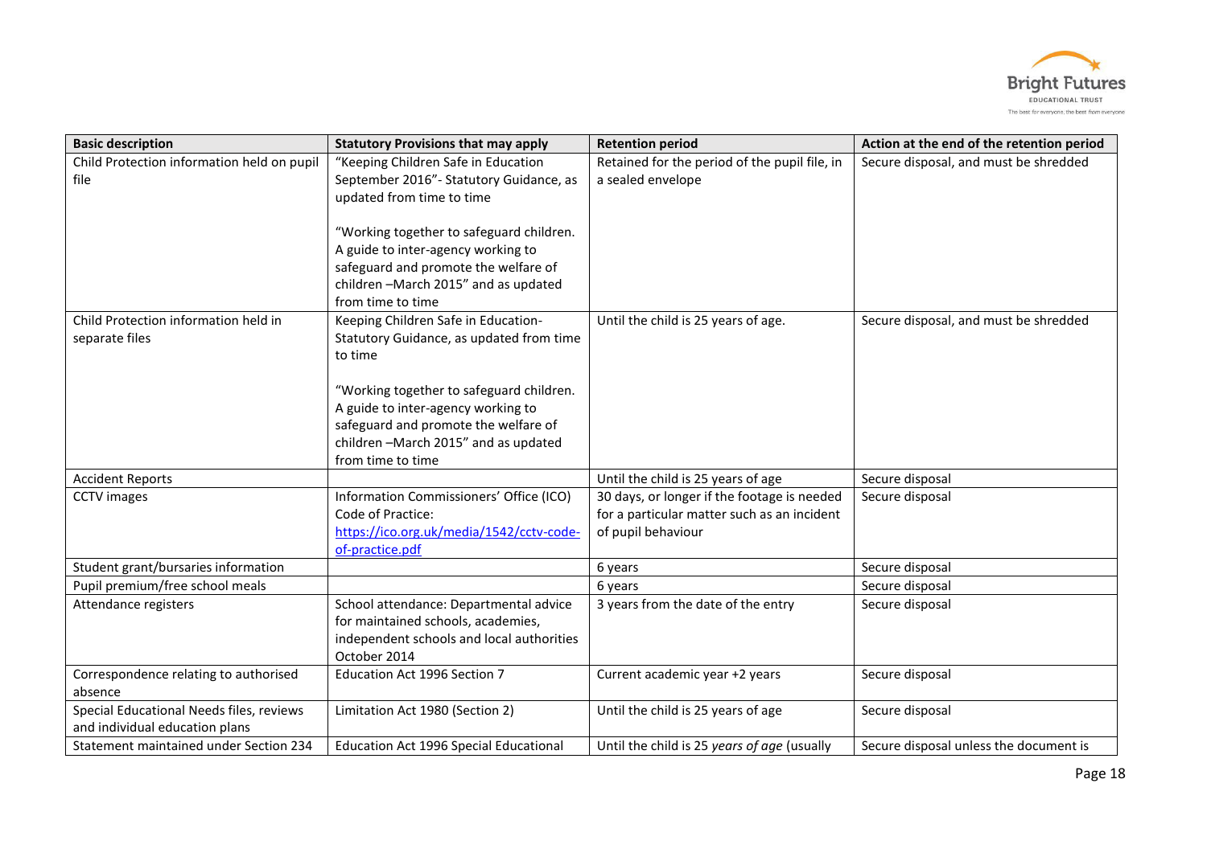| Basic description | Statutory Provisions that may apply | Retention period | Action at the end of the retention period |
|---|---|---|---|
| Child Protection information held on pupil file | "Keeping Children Safe in Education September 2016"- Statutory Guidance, as updated from time to time<br><br>"Working together to safeguard children. A guide to inter-agency working to safeguard and promote the welfare of children –March 2015" and as updated from time to time | Retained for the period of the pupil file, in a sealed envelope | Secure disposal, and must be shredded |
| Child Protection information held in separate files | Keeping Children Safe in Education- Statutory Guidance, as updated from time to time<br><br>"Working together to safeguard children. A guide to inter-agency working to safeguard and promote the welfare of children –March 2015" and as updated from time to time | Until the child is 25 years of age. | Secure disposal, and must be shredded |
| Accident Reports | | Until the child is 25 years of age | Secure disposal |
| CCTV images | Information Commissioners' Office (ICO) Code of Practice: [https://ico.org.uk/media/1542/cctv-code-of-practice.pdf](https://ico.org.uk/media/1542/cctv-code-of-practice.pdf) | 30 days, or longer if the footage is needed for a particular matter such as an incident of pupil behaviour | Secure disposal |
| Student grant/bursaries information | | 6 years | Secure disposal |
| Pupil premium/free school meals | | 6 years | Secure disposal |
| Attendance registers | School attendance: Departmental advice for maintained schools, academies, independent schools and local authorities October 2014 | 3 years from the date of the entry | Secure disposal |
| Correspondence relating to authorised absence | Education Act 1996 Section 7 | Current academic year +2 years | Secure disposal |
| Special Educational Needs files, reviews and individual education plans | Limitation Act 1980 (Section 2) | Until the child is 25 years of age | Secure disposal |
| Statement maintained under Section 234 | Education Act 1996 Special Educational | Until the child is 25 *years of age* (usually | Secure disposal unless the document is |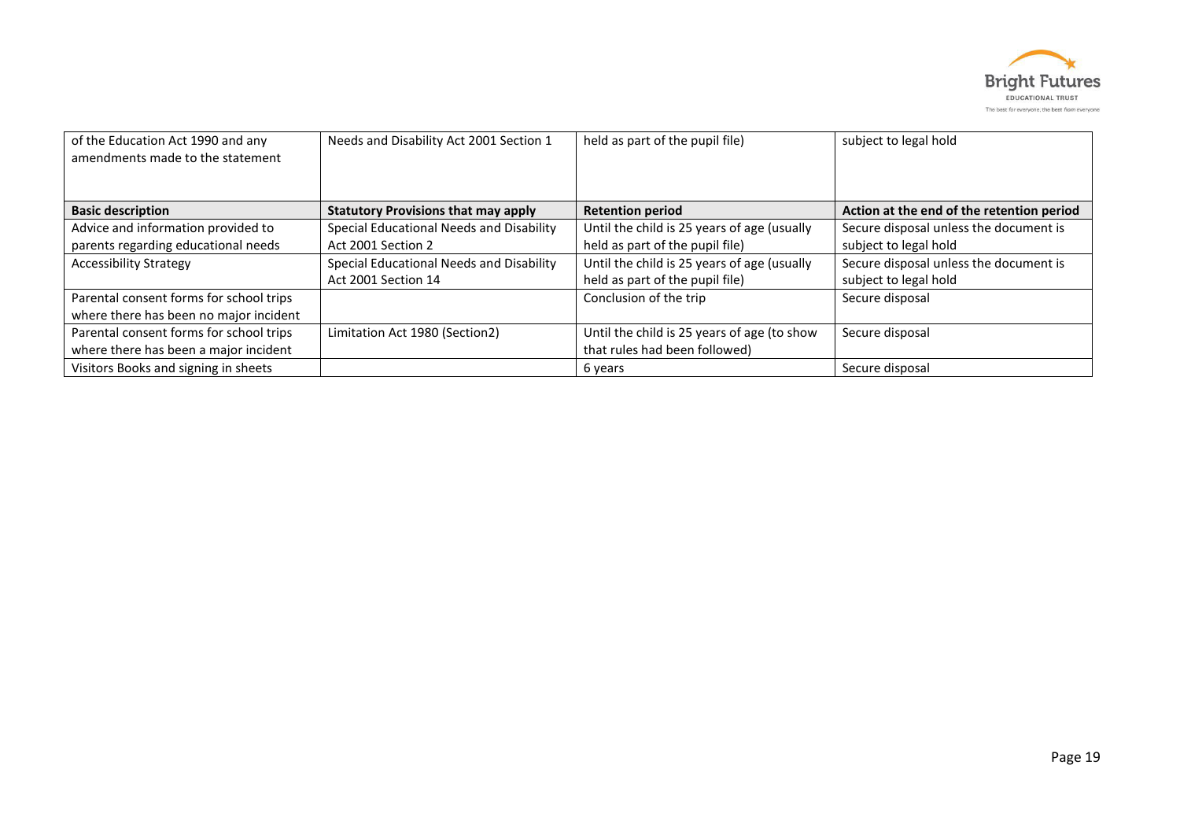| | | | |
|---|---|---|---|
| of the Education Act 1990 and any amendments made to the statement | Needs and Disability Act 2001 Section 1 | held as part of the pupil file) | subject to legal hold |
| **Basic description** | **Statutory Provisions that may apply** | **Retention period** | **Action at the end of the retention period** |
| Advice and information provided to parents regarding educational needs | Special Educational Needs and Disability Act 2001 Section 2 | Until the child is 25 years of age (usually held as part of the pupil file) | Secure disposal unless the document is subject to legal hold |
| Accessibility Strategy | Special Educational Needs and Disability Act 2001 Section 14 | Until the child is 25 years of age (usually held as part of the pupil file) | Secure disposal unless the document is subject to legal hold |
| Parental consent forms for school trips where there has been no major incident | | Conclusion of the trip | Secure disposal |
| Parental consent forms for school trips where there has been a major incident | Limitation Act 1980 (Section2) | Until the child is 25 years of age (to show that rules had been followed) | Secure disposal |
| Visitors Books and signing in sheets | | 6 years | Secure disposal |